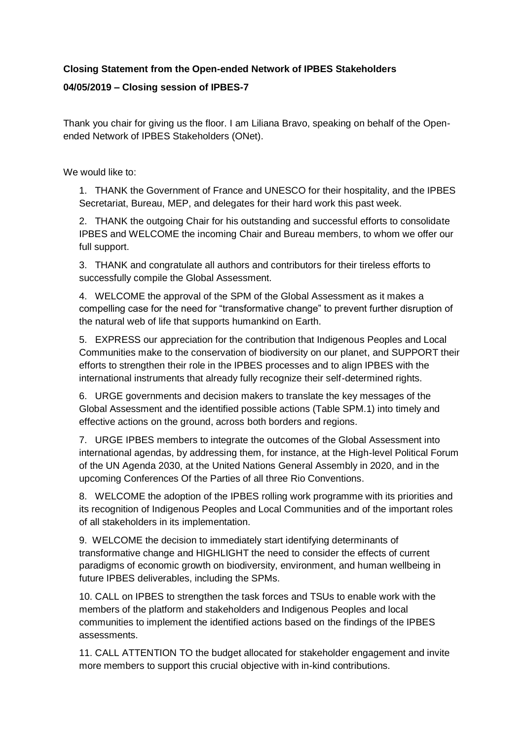**Closing Statement from the Open-ended Network of IPBES Stakeholders**

**04/05/2019 – Closing session of IPBES-7**

Thank you chair for giving us the floor. I am Liliana Bravo, speaking on behalf of the Open-ended Network of IPBES Stakeholders (ONet).

We would like to:

1. THANK the Government of France and UNESCO for their hospitality, and the IPBES Secretariat, Bureau, MEP, and delegates for their hard work this past week.
2. THANK the outgoing Chair for his outstanding and successful efforts to consolidate IPBES and WELCOME the incoming Chair and Bureau members, to whom we offer our full support.
3. THANK and congratulate all authors and contributors for their tireless efforts to successfully compile the Global Assessment.
4. WELCOME the approval of the SPM of the Global Assessment as it makes a compelling case for the need for "transformative change" to prevent further disruption of the natural web of life that supports humankind on Earth.
5. EXPRESS our appreciation for the contribution that Indigenous Peoples and Local Communities make to the conservation of biodiversity on our planet, and SUPPORT their efforts to strengthen their role in the IPBES processes and to align IPBES with the international instruments that already fully recognize their self-determined rights.
6. URGE governments and decision makers to translate the key messages of the Global Assessment and the identified possible actions (Table SPM.1) into timely and effective actions on the ground, across both borders and regions.
7. URGE IPBES members to integrate the outcomes of the Global Assessment into international agendas, by addressing them, for instance, at the High-level Political Forum of the UN Agenda 2030, at the United Nations General Assembly in 2020, and in the upcoming Conferences Of the Parties of all three Rio Conventions.
8. WELCOME the adoption of the IPBES rolling work programme with its priorities and its recognition of Indigenous Peoples and Local Communities and of the important roles of all stakeholders in its implementation.
9. WELCOME the decision to immediately start identifying determinants of transformative change and HIGHLIGHT the need to consider the effects of current paradigms of economic growth on biodiversity, environment, and human wellbeing in future IPBES deliverables, including the SPMs.
10. CALL on IPBES to strengthen the task forces and TSUs to enable work with the members of the platform and stakeholders and Indigenous Peoples and local communities to implement the identified actions based on the findings of the IPBES assessments.
11. CALL ATTENTION TO the budget allocated for stakeholder engagement and invite more members to support this crucial objective with in-kind contributions.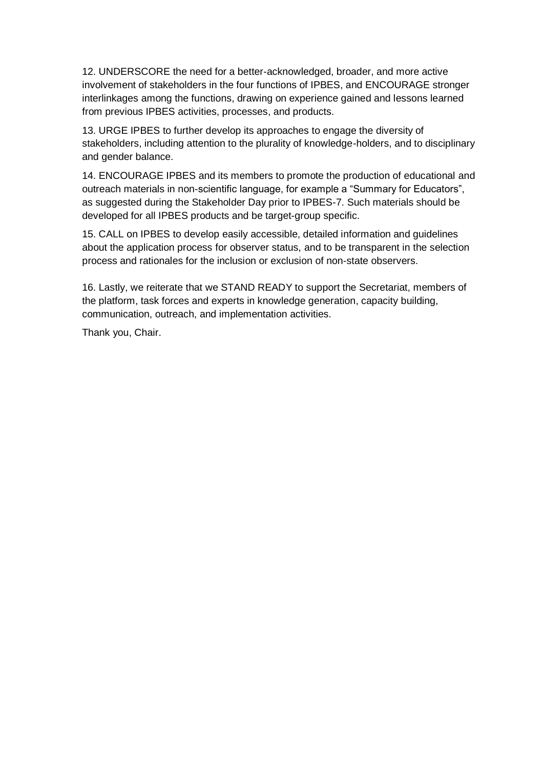12. UNDERSCORE the need for a better-acknowledged, broader, and more active involvement of stakeholders in the four functions of IPBES, and ENCOURAGE stronger interlinkages among the functions, drawing on experience gained and lessons learned from previous IPBES activities, processes, and products.

13. URGE IPBES to further develop its approaches to engage the diversity of stakeholders, including attention to the plurality of knowledge-holders, and to disciplinary and gender balance.

14. ENCOURAGE IPBES and its members to promote the production of educational and outreach materials in non-scientific language, for example a "Summary for Educators", as suggested during the Stakeholder Day prior to IPBES-7. Such materials should be developed for all IPBES products and be target-group specific.

15. CALL on IPBES to develop easily accessible, detailed information and guidelines about the application process for observer status, and to be transparent in the selection process and rationales for the inclusion or exclusion of non-state observers.

16. Lastly, we reiterate that we STAND READY to support the Secretariat, members of the platform, task forces and experts in knowledge generation, capacity building, communication, outreach, and implementation activities.

Thank you, Chair.